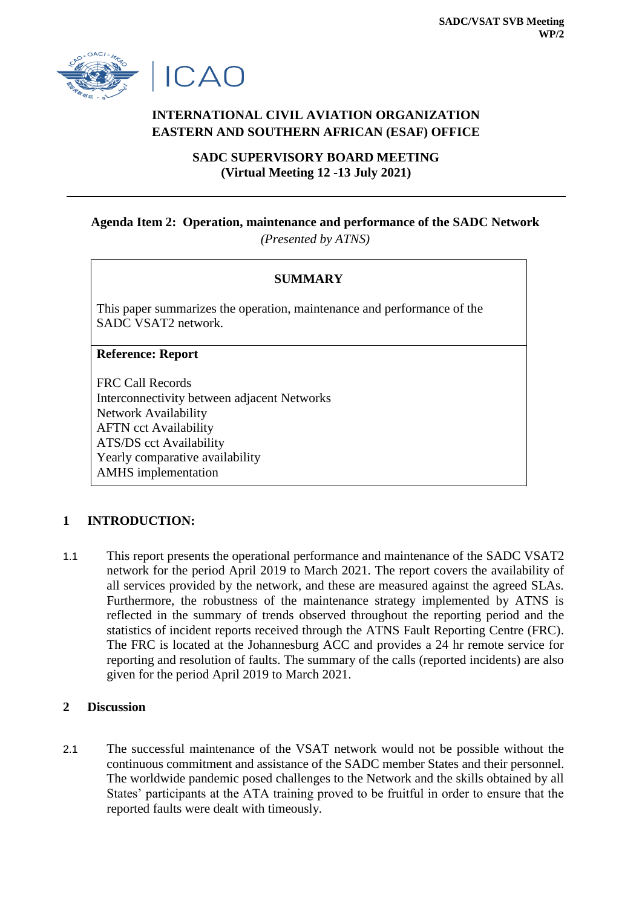**SADC/VSAT SVB Meeting**
**WP/2**

ICAO

**INTERNATIONAL CIVIL AVIATION ORGANIZATION**
**EASTERN AND SOUTHERN AFRICAN (ESAF) OFFICE**

**SADC SUPERVISORY BOARD MEETING**
**(Virtual Meeting 12 -13 July 2021)**

---

**Agenda Item 2: Operation, maintenance and performance of the SADC Network**
*(Presented by ATNS)*

| **SUMMARY** |
|---|
| This paper summarizes the operation, maintenance and performance of the SADC VSAT2 network. |
| **Reference: Report**<br><br>FRC Call Records<br>Interconnectivity between adjacent Networks<br>Network Availability<br>AFTN cct Availability<br>ATS/DS cct Availability<br>Yearly comparative availability<br>AMHS implementation |

## 1 INTRODUCTION:

1.1 This report presents the operational performance and maintenance of the SADC VSAT2 network for the period April 2019 to March 2021. The report covers the availability of all services provided by the network, and these are measured against the agreed SLAs. Furthermore, the robustness of the maintenance strategy implemented by ATNS is reflected in the summary of trends observed throughout the reporting period and the statistics of incident reports received through the ATNS Fault Reporting Centre (FRC). The FRC is located at the Johannesburg ACC and provides a 24 hr remote service for reporting and resolution of faults. The summary of the calls (reported incidents) are also given for the period April 2019 to March 2021.

## 2 Discussion

2.1 The successful maintenance of the VSAT network would not be possible without the continuous commitment and assistance of the SADC member States and their personnel. The worldwide pandemic posed challenges to the Network and the skills obtained by all States' participants at the ATA training proved to be fruitful in order to ensure that the reported faults were dealt with timeously.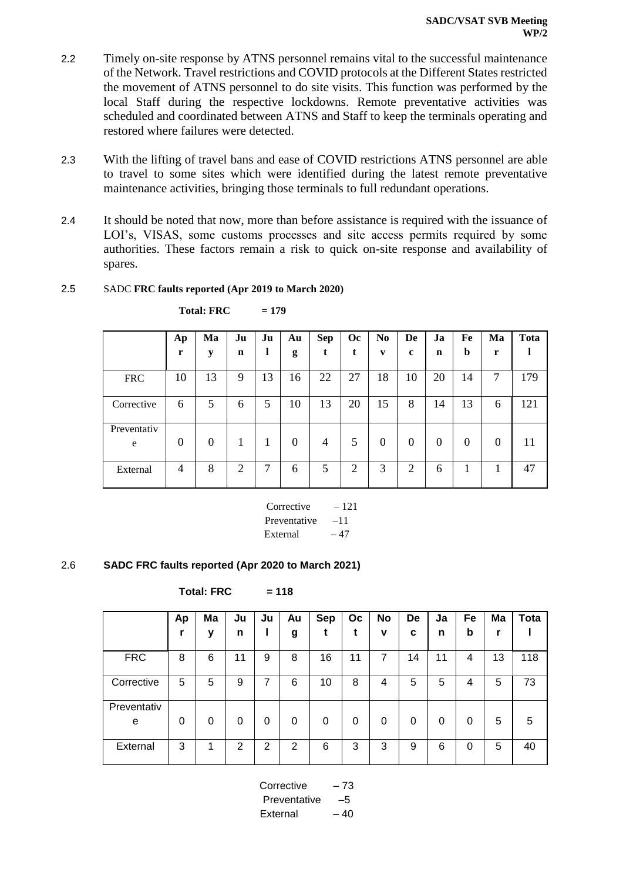2.2 Timely on-site response by ATNS personnel remains vital to the successful maintenance of the Network. Travel restrictions and COVID protocols at the Different States restricted the movement of ATNS personnel to do site visits. This function was performed by the local Staff during the respective lockdowns. Remote preventative activities was scheduled and coordinated between ATNS and Staff to keep the terminals operating and restored where failures were detected.

2.3 With the lifting of travel bans and ease of COVID restrictions ATNS personnel are able to travel to some sites which were identified during the latest remote preventative maintenance activities, bringing those terminals to full redundant operations.

2.4 It should be noted that now, more than before assistance is required with the issuance of LOI's, VISAS, some customs processes and site access permits required by some authorities. These factors remain a risk to quick on-site response and availability of spares.

2.5 SADC **FRC faults reported (Apr 2019 to March 2020)**

**Total: FRC = 179**

| | Apr | May | Jun | Jul | Aug | Sept | Oct | Nov | Dec | Jan | Feb | Mar | Total |
|---|---|---|---|---|---|---|---|---|---|---|---|---|---|
| FRC | 10 | 13 | 9 | 13 | 16 | 22 | 27 | 18 | 10 | 20 | 14 | 7 | 179 |
| Corrective | 6 | 5 | 6 | 5 | 10 | 13 | 20 | 15 | 8 | 14 | 13 | 6 | 121 |
| Preventative | 0 | 0 | 1 | 1 | 0 | 4 | 5 | 0 | 0 | 0 | 0 | 0 | 11 |
| External | 4 | 8 | 2 | 7 | 6 | 5 | 2 | 3 | 2 | 6 | 1 | 1 | 47 |

Corrective – 121
Preventative –11
External – 47

2.6 **SADC FRC faults reported (Apr 2020 to March 2021)**

**Total: FRC = 118**

| | Apr | May | Jun | Jul | Aug | Sept | Oct | Nov | Dec | Jan | Feb | Mar | Total |
|---|---|---|---|---|---|---|---|---|---|---|---|---|---|
| FRC | 8 | 6 | 11 | 9 | 8 | 16 | 11 | 7 | 14 | 11 | 4 | 13 | 118 |
| Corrective | 5 | 5 | 9 | 7 | 6 | 10 | 8 | 4 | 5 | 5 | 4 | 5 | 73 |
| Preventative | 0 | 0 | 0 | 0 | 0 | 0 | 0 | 0 | 0 | 0 | 0 | 5 | 5 |
| External | 3 | 1 | 2 | 2 | 2 | 6 | 3 | 3 | 9 | 6 | 0 | 5 | 40 |

Corrective – 73
Preventative –5
External – 40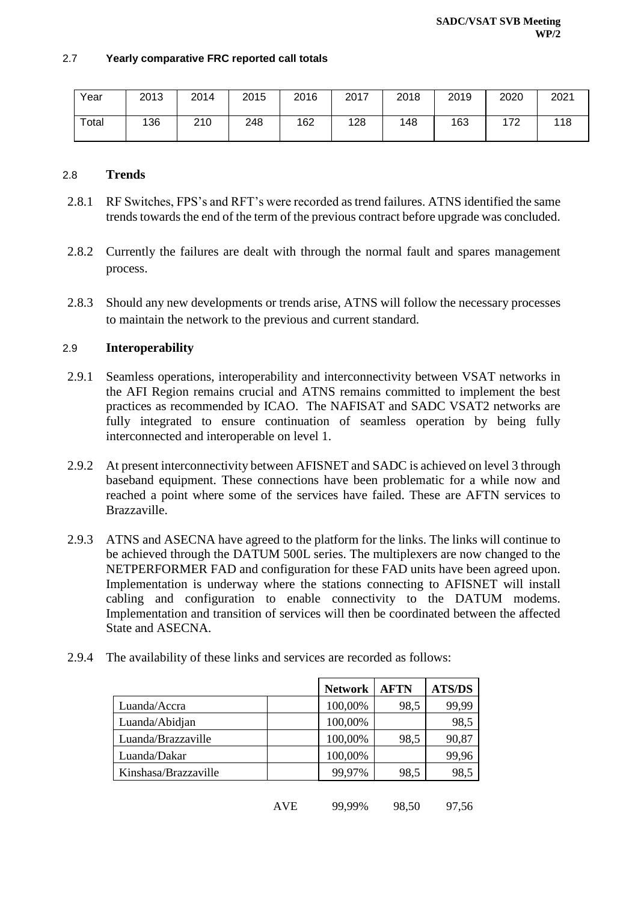2.7 **Yearly comparative FRC reported call totals**

| Year | 2013 | 2014 | 2015 | 2016 | 2017 | 2018 | 2019 | 2020 | 2021 |
|---|---|---|---|---|---|---|---|---|---|
| Total | 136 | 210 | 248 | 162 | 128 | 148 | 163 | 172 | 118 |

## 2.8 Trends

2.8.1 RF Switches, FPS's and RFT's were recorded as trend failures. ATNS identified the same trends towards the end of the term of the previous contract before upgrade was concluded.

2.8.2 Currently the failures are dealt with through the normal fault and spares management process.

2.8.3 Should any new developments or trends arise, ATNS will follow the necessary processes to maintain the network to the previous and current standard.

## 2.9 Interoperability

2.9.1 Seamless operations, interoperability and interconnectivity between VSAT networks in the AFI Region remains crucial and ATNS remains committed to implement the best practices as recommended by ICAO. The NAFISAT and SADC VSAT2 networks are fully integrated to ensure continuation of seamless operation by being fully interconnected and interoperable on level 1.

2.9.2 At present interconnectivity between AFISNET and SADC is achieved on level 3 through baseband equipment. These connections have been problematic for a while now and reached a point where some of the services have failed. These are AFTN services to Brazzaville.

2.9.3 ATNS and ASECNA have agreed to the platform for the links. The links will continue to be achieved through the DATUM 500L series. The multiplexers are now changed to the NETPERFORMER FAD and configuration for these FAD units have been agreed upon. Implementation is underway where the stations connecting to AFISNET will install cabling and configuration to enable connectivity to the DATUM modems. Implementation and transition of services will then be coordinated between the affected State and ASECNA.

2.9.4 The availability of these links and services are recorded as follows:

| | | Network | AFTN | ATS/DS |
|---|---|---|---|---|
| Luanda/Accra | | 100,00% | 98,5 | 99,99 |
| Luanda/Abidjan | | 100,00% | | 98,5 |
| Luanda/Brazzaville | | 100,00% | 98,5 | 90,87 |
| Luanda/Dakar | | 100,00% | | 99,96 |
| Kinshasa/Brazzaville | | 99,97% | 98,5 | 98,5 |
| | AVE | 99,99% | 98,50 | 97,56 |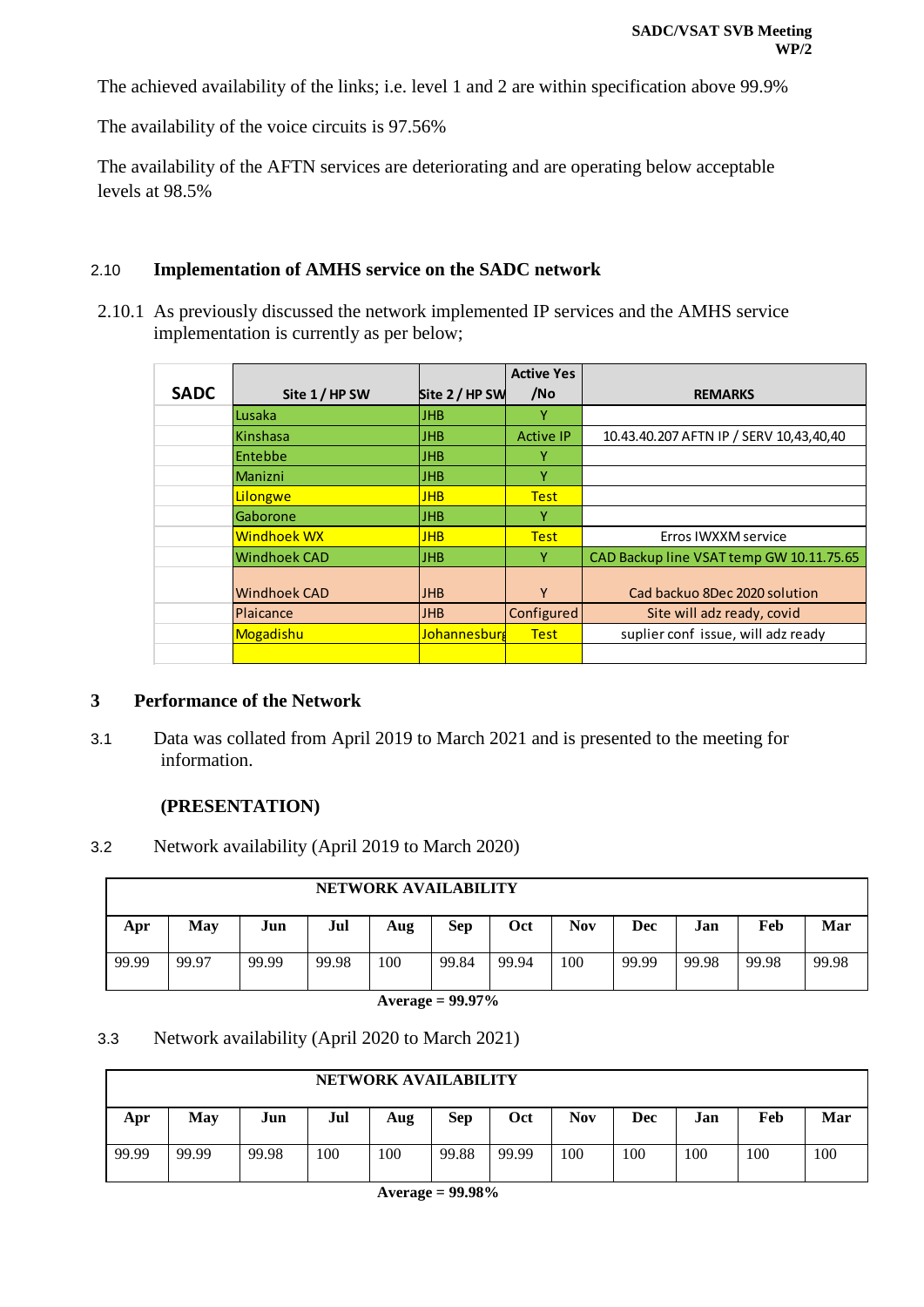The achieved availability of the links; i.e. level 1 and 2 are within specification above 99.9%

The availability of the voice circuits is 97.56%

The availability of the AFTN services are deteriorating and are operating below acceptable levels at 98.5%

## 2.10 Implementation of AMHS service on the SADC network

2.10.1 As previously discussed the network implemented IP services and the AMHS service implementation is currently as per below;

| SADC | Site 1 / HP SW | Site 2 / HP SW | Active Yes /No | REMARKS |
|---|---|---|---|---|
| | Lusaka | JHB | Y | |
| | Kinshasa | JHB | Active IP | 10.43.40.207 AFTN IP / SERV 10,43,40,40 |
| | Entebbe | JHB | Y | |
| | Manizni | JHB | Y | |
| | Lilongwe | JHB | Test | |
| | Gaborone | JHB | Y | |
| | Windhoek WX | JHB | Test | Erros IWXXM service |
| | Windhoek CAD | JHB | Y | CAD Backup line VSAT temp GW 10.11.75.65 |
| | Windhoek CAD | JHB | Y | Cad backuo 8Dec 2020 solution |
| | Plaicance | JHB | Configured | Site will adz ready, covid |
| | Mogadishu | Johannesburg | Test | suplier conf issue, will adz ready |
| | | | | |

## 3 Performance of the Network

3.1 Data was collated from April 2019 to March 2021 and is presented to the meeting for information.

**(PRESENTATION)**

3.2 Network availability (April 2019 to March 2020)

| NETWORK AVAILABILITY | | | | | | | | | | | |
|---|---|---|---|---|---|---|---|---|---|---|---|
| **Apr** | **May** | **Jun** | **Jul** | **Aug** | **Sep** | **Oct** | **Nov** | **Dec** | **Jan** | **Feb** | **Mar** |
| 99.99 | 99.97 | 99.99 | 99.98 | 100 | 99.84 | 99.94 | 100 | 99.99 | 99.98 | 99.98 | 99.98 |

**Average = 99.97%**

3.3 Network availability (April 2020 to March 2021)

| NETWORK AVAILABILITY | | | | | | | | | | | |
|---|---|---|---|---|---|---|---|---|---|---|---|
| **Apr** | **May** | **Jun** | **Jul** | **Aug** | **Sep** | **Oct** | **Nov** | **Dec** | **Jan** | **Feb** | **Mar** |
| 99.99 | 99.99 | 99.98 | 100 | 100 | 99.88 | 99.99 | 100 | 100 | 100 | 100 | 100 |

**Average = 99.98%**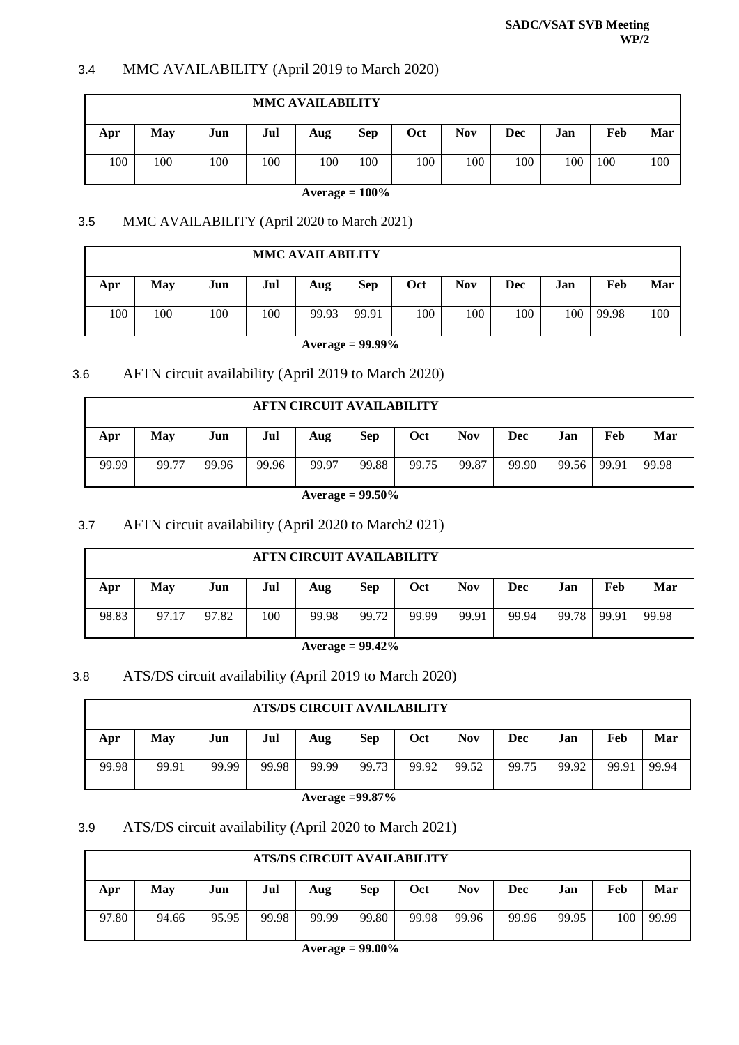### 3.4 MMC AVAILABILITY (April 2019 to March 2020)

| MMC AVAILABILITY | | | | | | | | | | | |
|---|---|---|---|---|---|---|---|---|---|---|---|
| **Apr** | **May** | **Jun** | **Jul** | **Aug** | **Sep** | **Oct** | **Nov** | **Dec** | **Jan** | **Feb** | **Mar** |
| 100 | 100 | 100 | 100 | 100 | 100 | 100 | 100 | 100 | 100 | 100 | 100 |

**Average = 100%**

### 3.5 MMC AVAILABILITY (April 2020 to March 2021)

| MMC AVAILABILITY | | | | | | | | | | | |
|---|---|---|---|---|---|---|---|---|---|---|---|
| **Apr** | **May** | **Jun** | **Jul** | **Aug** | **Sep** | **Oct** | **Nov** | **Dec** | **Jan** | **Feb** | **Mar** |
| 100 | 100 | 100 | 100 | 99.93 | 99.91 | 100 | 100 | 100 | 100 | 99.98 | 100 |

**Average = 99.99%**

### 3.6 AFTN circuit availability (April 2019 to March 2020)

| AFTN CIRCUIT AVAILABILITY | | | | | | | | | | | |
|---|---|---|---|---|---|---|---|---|---|---|---|
| **Apr** | **May** | **Jun** | **Jul** | **Aug** | **Sep** | **Oct** | **Nov** | **Dec** | **Jan** | **Feb** | **Mar** |
| 99.99 | 99.77 | 99.96 | 99.96 | 99.97 | 99.88 | 99.75 | 99.87 | 99.90 | 99.56 | 99.91 | 99.98 |

**Average = 99.50%**

### 3.7 AFTN circuit availability (April 2020 to March2 021)

| AFTN CIRCUIT AVAILABILITY | | | | | | | | | | | |
|---|---|---|---|---|---|---|---|---|---|---|---|
| **Apr** | **May** | **Jun** | **Jul** | **Aug** | **Sep** | **Oct** | **Nov** | **Dec** | **Jan** | **Feb** | **Mar** |
| 98.83 | 97.17 | 97.82 | 100 | 99.98 | 99.72 | 99.99 | 99.91 | 99.94 | 99.78 | 99.91 | 99.98 |

**Average = 99.42%**

### 3.8 ATS/DS circuit availability (April 2019 to March 2020)

| ATS/DS CIRCUIT AVAILABILITY | | | | | | | | | | | |
|---|---|---|---|---|---|---|---|---|---|---|---|
| **Apr** | **May** | **Jun** | **Jul** | **Aug** | **Sep** | **Oct** | **Nov** | **Dec** | **Jan** | **Feb** | **Mar** |
| 99.98 | 99.91 | 99.99 | 99.98 | 99.99 | 99.73 | 99.92 | 99.52 | 99.75 | 99.92 | 99.91 | 99.94 |

**Average =99.87%**

### 3.9 ATS/DS circuit availability (April 2020 to March 2021)

| ATS/DS CIRCUIT AVAILABILITY | | | | | | | | | | | |
|---|---|---|---|---|---|---|---|---|---|---|---|
| **Apr** | **May** | **Jun** | **Jul** | **Aug** | **Sep** | **Oct** | **Nov** | **Dec** | **Jan** | **Feb** | **Mar** |
| 97.80 | 94.66 | 95.95 | 99.98 | 99.99 | 99.80 | 99.98 | 99.96 | 99.96 | 99.95 | 100 | 99.99 |

**Average = 99.00%**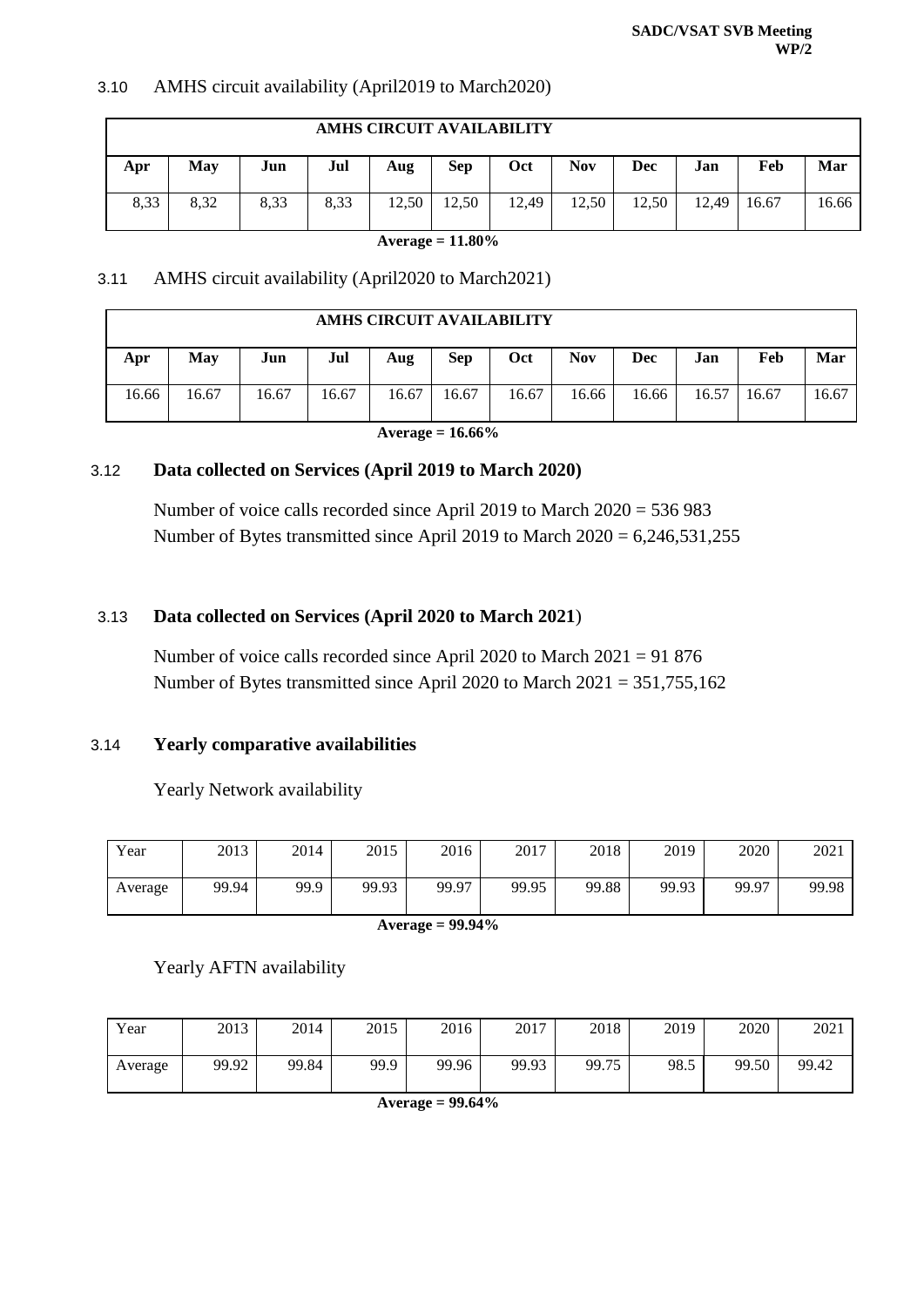3.10 AMHS circuit availability (April2019 to March2020)

| AMHS CIRCUIT AVAILABILITY | | | | | | | | | | | |
|---|---|---|---|---|---|---|---|---|---|---|---|
| **Apr** | **May** | **Jun** | **Jul** | **Aug** | **Sep** | **Oct** | **Nov** | **Dec** | **Jan** | **Feb** | **Mar** |
| 8,33 | 8,32 | 8,33 | 8,33 | 12,50 | 12,50 | 12,49 | 12,50 | 12,50 | 12,49 | 16.67 | 16.66 |

**Average = 11.80%**

3.11 AMHS circuit availability (April2020 to March2021)

| AMHS CIRCUIT AVAILABILITY | | | | | | | | | | | |
|---|---|---|---|---|---|---|---|---|---|---|---|
| **Apr** | **May** | **Jun** | **Jul** | **Aug** | **Sep** | **Oct** | **Nov** | **Dec** | **Jan** | **Feb** | **Mar** |
| 16.66 | 16.67 | 16.67 | 16.67 | 16.67 | 16.67 | 16.67 | 16.66 | 16.66 | 16.57 | 16.67 | 16.67 |

**Average = 16.66%**

### 3.12 Data collected on Services (April 2019 to March 2020)

Number of voice calls recorded since April 2019 to March 2020 = 536 983
Number of Bytes transmitted since April 2019 to March 2020 = 6,246,531,255

### 3.13 Data collected on Services (April 2020 to March 2021)

Number of voice calls recorded since April 2020 to March 2021 = 91 876
Number of Bytes transmitted since April 2020 to March 2021 = 351,755,162

### 3.14 Yearly comparative availabilities

Yearly Network availability

| Year | 2013 | 2014 | 2015 | 2016 | 2017 | 2018 | 2019 | 2020 | 2021 |
|---|---|---|---|---|---|---|---|---|---|
| Average | 99.94 | 99.9 | 99.93 | 99.97 | 99.95 | 99.88 | 99.93 | 99.97 | 99.98 |

**Average = 99.94%**

Yearly AFTN availability

| Year | 2013 | 2014 | 2015 | 2016 | 2017 | 2018 | 2019 | 2020 | 2021 |
|---|---|---|---|---|---|---|---|---|---|
| Average | 99.92 | 99.84 | 99.9 | 99.96 | 99.93 | 99.75 | 98.5 | 99.50 | 99.42 |

**Average = 99.64%**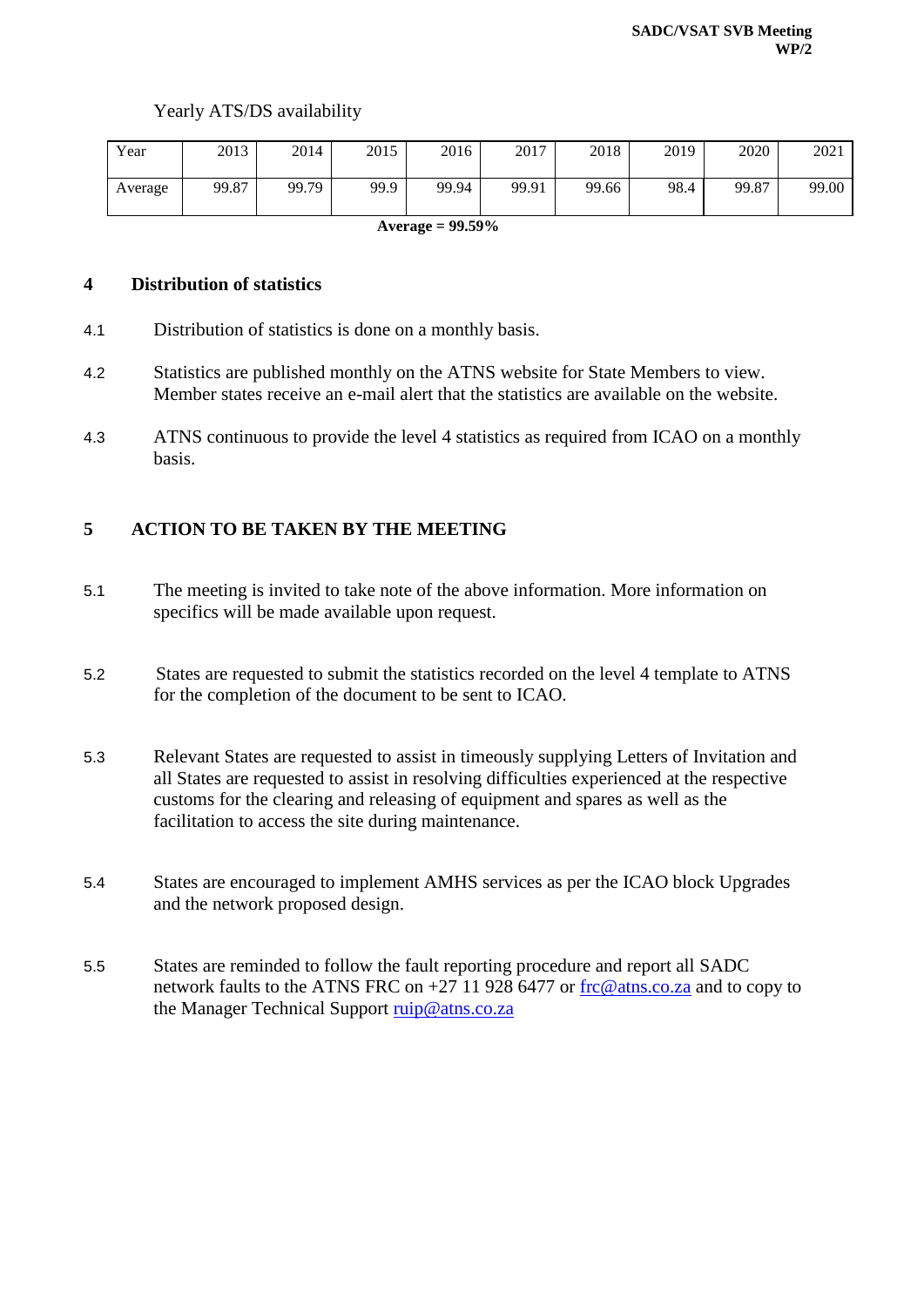Yearly ATS/DS availability

| Year | 2013 | 2014 | 2015 | 2016 | 2017 | 2018 | 2019 | 2020 | 2021 |
|---|---|---|---|---|---|---|---|---|---|
| Average | 99.87 | 99.79 | 99.9 | 99.94 | 99.91 | 99.66 | 98.4 | 99.87 | 99.00 |

**Average = 99.59%**

## 4 Distribution of statistics

4.1 Distribution of statistics is done on a monthly basis.

4.2 Statistics are published monthly on the ATNS website for State Members to view. Member states receive an e-mail alert that the statistics are available on the website.

4.3 ATNS continuous to provide the level 4 statistics as required from ICAO on a monthly basis.

## 5 ACTION TO BE TAKEN BY THE MEETING

5.1 The meeting is invited to take note of the above information. More information on specifics will be made available upon request.

5.2 States are requested to submit the statistics recorded on the level 4 template to ATNS for the completion of the document to be sent to ICAO.

5.3 Relevant States are requested to assist in timeously supplying Letters of Invitation and all States are requested to assist in resolving difficulties experienced at the respective customs for the clearing and releasing of equipment and spares as well as the facilitation to access the site during maintenance.

5.4 States are encouraged to implement AMHS services as per the ICAO block Upgrades and the network proposed design.

5.5 States are reminded to follow the fault reporting procedure and report all SADC network faults to the ATNS FRC on +27 11 928 6477 or frc@atns.co.za and to copy to the Manager Technical Support ruip@atns.co.za